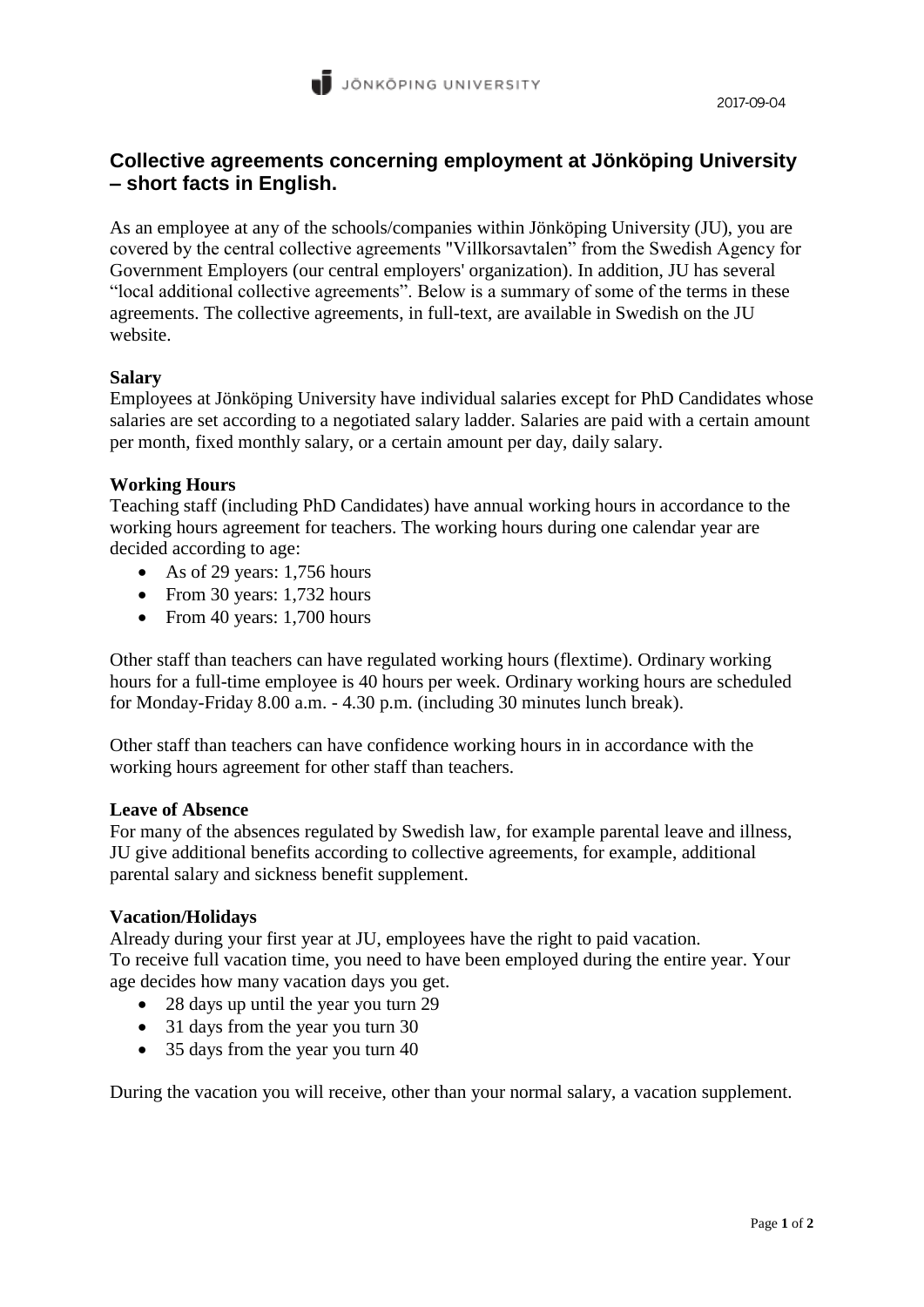2017-09-04

# Collective agreements concerning employment at Jönköping University – short facts in English.

As an employee at any of the schools/companies within Jönköping University (JU), you are covered by the central collective agreements "Villkorsavtalen" from the Swedish Agency for Government Employers (our central employers' organization). In addition, JU has several "local additional collective agreements". Below is a summary of some of the terms in these agreements. The collective agreements, in full-text, are available in Swedish on the JU website.

**Salary**

Employees at Jönköping University have individual salaries except for PhD Candidates whose salaries are set according to a negotiated salary ladder. Salaries are paid with a certain amount per month, fixed monthly salary, or a certain amount per day, daily salary.

**Working Hours**

Teaching staff (including PhD Candidates) have annual working hours in accordance to the working hours agreement for teachers. The working hours during one calendar year are decided according to age:

- As of 29 years: 1,756 hours
- From 30 years: 1,732 hours
- From 40 years: 1,700 hours

Other staff than teachers can have regulated working hours (flextime). Ordinary working hours for a full-time employee is 40 hours per week. Ordinary working hours are scheduled for Monday-Friday 8.00 a.m. - 4.30 p.m. (including 30 minutes lunch break).

Other staff than teachers can have confidence working hours in in accordance with the working hours agreement for other staff than teachers.

**Leave of Absence**

For many of the absences regulated by Swedish law, for example parental leave and illness, JU give additional benefits according to collective agreements, for example, additional parental salary and sickness benefit supplement.

**Vacation/Holidays**

Already during your first year at JU, employees have the right to paid vacation.
To receive full vacation time, you need to have been employed during the entire year. Your age decides how many vacation days you get.

- 28 days up until the year you turn 29
- 31 days from the year you turn 30
- 35 days from the year you turn 40

During the vacation you will receive, other than your normal salary, a vacation supplement.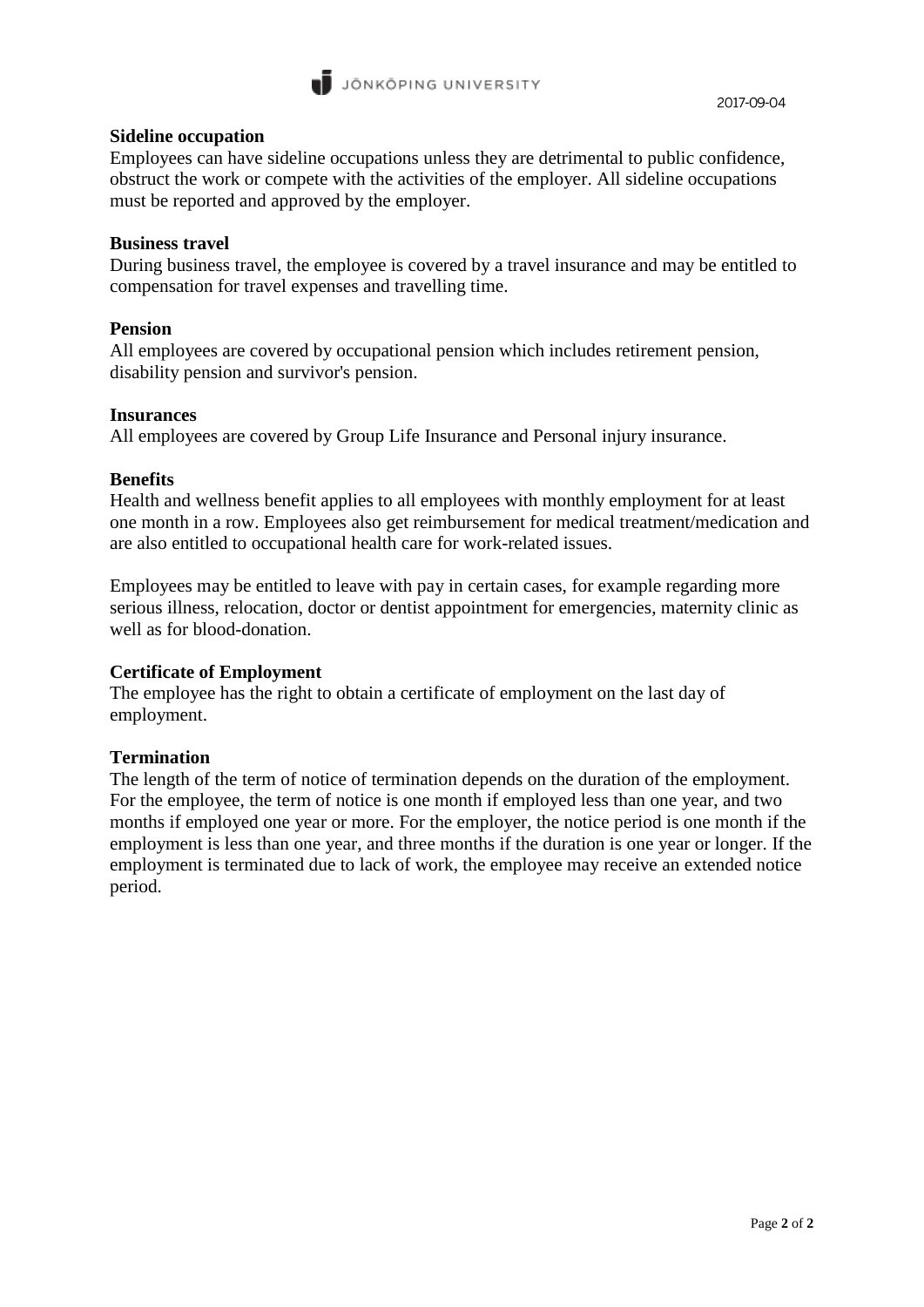**Sideline occupation**

Employees can have sideline occupations unless they are detrimental to public confidence, obstruct the work or compete with the activities of the employer. All sideline occupations must be reported and approved by the employer.

**Business travel**

During business travel, the employee is covered by a travel insurance and may be entitled to compensation for travel expenses and travelling time.

**Pension**

All employees are covered by occupational pension which includes retirement pension, disability pension and survivor's pension.

**Insurances**

All employees are covered by Group Life Insurance and Personal injury insurance.

**Benefits**

Health and wellness benefit applies to all employees with monthly employment for at least one month in a row. Employees also get reimbursement for medical treatment/medication and are also entitled to occupational health care for work-related issues.

Employees may be entitled to leave with pay in certain cases, for example regarding more serious illness, relocation, doctor or dentist appointment for emergencies, maternity clinic as well as for blood-donation.

**Certificate of Employment**

The employee has the right to obtain a certificate of employment on the last day of employment.

**Termination**

The length of the term of notice of termination depends on the duration of the employment. For the employee, the term of notice is one month if employed less than one year, and two months if employed one year or more. For the employer, the notice period is one month if the employment is less than one year, and three months if the duration is one year or longer. If the employment is terminated due to lack of work, the employee may receive an extended notice period.